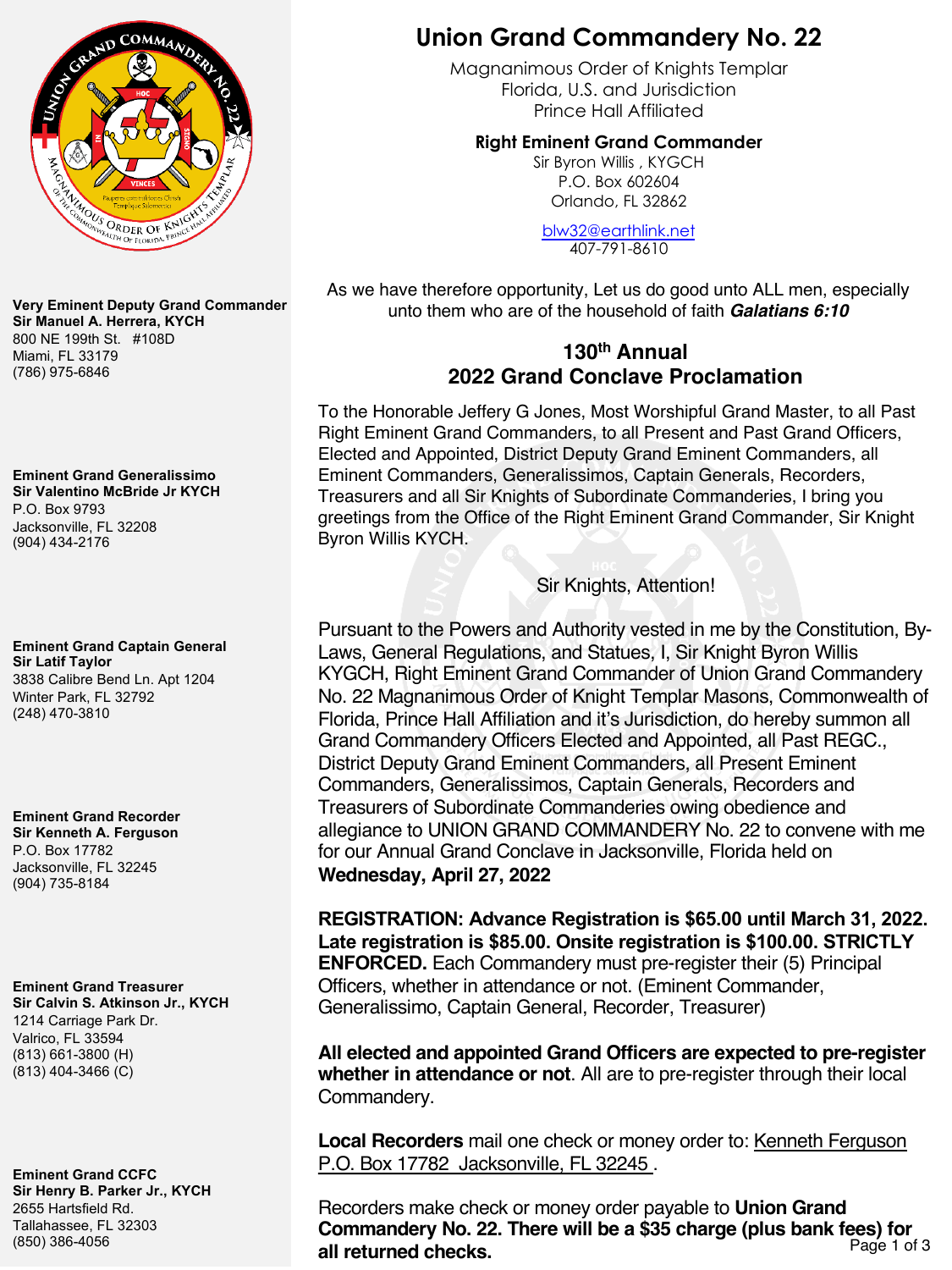# Union Grand Commandery No. 22

Magnanimous Order of Knights Templar
Florida, U.S. and Jurisdiction
Prince Hall Affiliated

**Right Eminent Grand Commander**
Sir Byron Willis , KYGCH
P.O. Box 602604
Orlando, FL 32862

blw32@earthlink.net
407-791-8610

**Very Eminent Deputy Grand Commander**
**Sir Manuel A. Herrera, KYCH**
800 NE 199th St. #108D
Miami, FL 33179
(786) 975-6846

**Eminent Grand Generalissimo**
**Sir Valentino McBride Jr KYCH**
P.O. Box 9793
Jacksonville, FL 32208
(904) 434-2176

**Eminent Grand Captain General**
**Sir Latif Taylor**
3838 Calibre Bend Ln. Apt 1204
Winter Park, FL 32792
(248) 470-3810

**Eminent Grand Recorder**
**Sir Kenneth A. Ferguson**
P.O. Box 17782
Jacksonville, FL 32245
(904) 735-8184

**Eminent Grand Treasurer**
**Sir Calvin S. Atkinson Jr., KYCH**
1214 Carriage Park Dr.
Valrico, FL 33594
(813) 661-3800 (H)
(813) 404-3466 (C)

**Eminent Grand CCFC**
**Sir Henry B. Parker Jr., KYCH**
2655 Hartsfield Rd.
Tallahassee, FL 32303
(850) 386-4056

As we have therefore opportunity, Let us do good unto ALL men, especially unto them who are of the household of faith ***Galatians 6:10***

## 130th Annual 2022 Grand Conclave Proclamation

To the Honorable Jeffery G Jones, Most Worshipful Grand Master, to all Past Right Eminent Grand Commanders, to all Present and Past Grand Officers, Elected and Appointed, District Deputy Grand Eminent Commanders, all Eminent Commanders, Generalissimos, Captain Generals, Recorders, Treasurers and all Sir Knights of Subordinate Commanderies, I bring you greetings from the Office of the Right Eminent Grand Commander, Sir Knight Byron Willis KYCH.

Sir Knights, Attention!

Pursuant to the Powers and Authority vested in me by the Constitution, By-Laws, General Regulations, and Statues, I, Sir Knight Byron Willis KYGCH, Right Eminent Grand Commander of Union Grand Commandery No. 22 Magnanimous Order of Knight Templar Masons, Commonwealth of Florida, Prince Hall Affiliation and it's Jurisdiction, do hereby summon all Grand Commandery Officers Elected and Appointed, all Past REGC., District Deputy Grand Eminent Commanders, all Present Eminent Commanders, Generalissimos, Captain Generals, Recorders and Treasurers of Subordinate Commanderies owing obedience and allegiance to UNION GRAND COMMANDERY No. 22 to convene with me for our Annual Grand Conclave in Jacksonville, Florida held on **Wednesday, April 27, 2022**

**REGISTRATION: Advance Registration is $65.00 until March 31, 2022. Late registration is $85.00. Onsite registration is $100.00. STRICTLY ENFORCED.** Each Commandery must pre-register their (5) Principal Officers, whether in attendance or not. (Eminent Commander, Generalissimo, Captain General, Recorder, Treasurer)

**All elected and appointed Grand Officers are expected to pre-register whether in attendance or not**. All are to pre-register through their local Commandery.

**Local Recorders** mail one check or money order to: Kenneth Ferguson P.O. Box 17782 Jacksonville, FL 32245 .

Recorders make check or money order payable to **Union Grand Commandery No. 22. There will be a $35 charge (plus bank fees) for all returned checks.**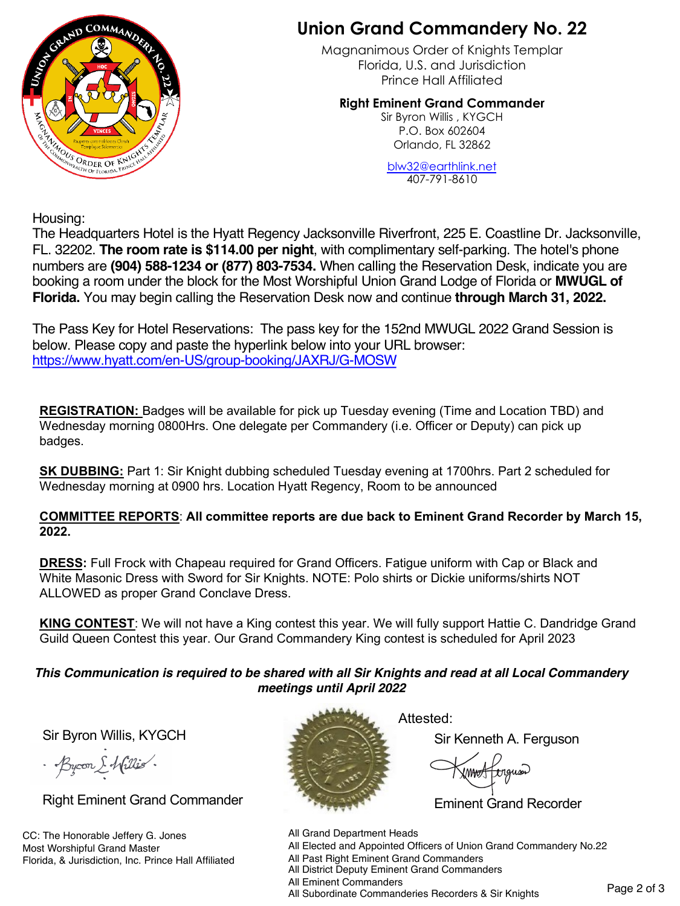# Union Grand Commandery No. 22

Magnanimous Order of Knights Templar
Florida, U.S. and Jurisdiction
Prince Hall Affiliated

**Right Eminent Grand Commander**
Sir Byron Willis , KYGCH
P.O. Box 602604
Orlando, FL 32862

blw32@earthlink.net
407-791-8610

Housing:
The Headquarters Hotel is the Hyatt Regency Jacksonville Riverfront, 225 E. Coastline Dr. Jacksonville, FL. 32202. **The room rate is $114.00 per night**, with complimentary self-parking. The hotel's phone numbers are **(904) 588-1234 or (877) 803-7534.** When calling the Reservation Desk, indicate you are booking a room under the block for the Most Worshipful Union Grand Lodge of Florida or **MWUGL of Florida.** You may begin calling the Reservation Desk now and continue **through March 31, 2022.**

The Pass Key for Hotel Reservations: The pass key for the 152nd MWUGL 2022 Grand Session is below. Please copy and paste the hyperlink below into your URL browser:
https://www.hyatt.com/en-US/group-booking/JAXRJ/G-MOSW

**REGISTRATION:** Badges will be available for pick up Tuesday evening (Time and Location TBD) and Wednesday morning 0800Hrs. One delegate per Commandery (i.e. Officer or Deputy) can pick up badges.

**SK DUBBING:** Part 1: Sir Knight dubbing scheduled Tuesday evening at 1700hrs. Part 2 scheduled for Wednesday morning at 0900 hrs. Location Hyatt Regency, Room to be announced

**COMMITTEE REPORTS**: **All committee reports are due back to Eminent Grand Recorder by March 15, 2022.**

**DRESS:** Full Frock with Chapeau required for Grand Officers. Fatigue uniform with Cap or Black and White Masonic Dress with Sword for Sir Knights. NOTE: Polo shirts or Dickie uniforms/shirts NOT ALLOWED as proper Grand Conclave Dress.

**KING CONTEST**: We will not have a King contest this year. We will fully support Hattie C. Dandridge Grand Guild Queen Contest this year. Our Grand Commandery King contest is scheduled for April 2023

***This Communication is required to be shared with all Sir Knights and read at all Local Commandery meetings until April 2022***

Sir Byron Willis, KYGCH

Right Eminent Grand Commander

Attested:

Sir Kenneth A. Ferguson

Eminent Grand Recorder

CC: The Honorable Jeffery G. Jones
Most Worshipful Grand Master
Florida, & Jurisdiction, Inc. Prince Hall Affiliated

All Grand Department Heads
All Elected and Appointed Officers of Union Grand Commandery No.22
All Past Right Eminent Grand Commanders
All District Deputy Eminent Grand Commanders
All Eminent Commanders
All Subordinate Commanderies Recorders & Sir Knights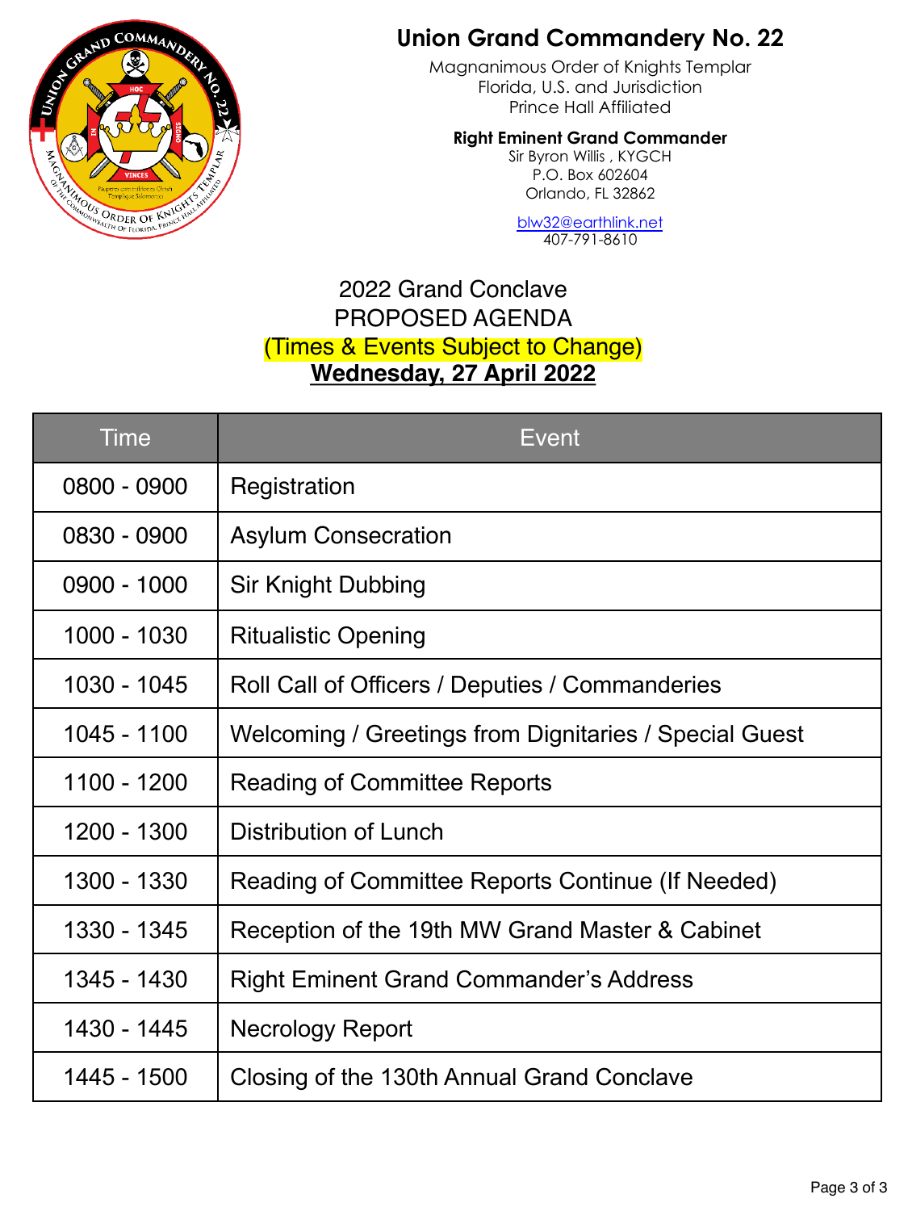# Union Grand Commandery No. 22

Magnanimous Order of Knights Templar
Florida, U.S. and Jurisdiction
Prince Hall Affiliated

**Right Eminent Grand Commander**
Sir Byron Willis , KYGCH
P.O. Box 602604
Orlando, FL 32862

blw32@earthlink.net
407-791-8610

## 2022 Grand Conclave
## PROPOSED AGENDA
(Times & Events Subject to Change)
**Wednesday, 27 April 2022**

| Time | Event |
|---|---|
| 0800 - 0900 | Registration |
| 0830 - 0900 | Asylum Consecration |
| 0900 - 1000 | Sir Knight Dubbing |
| 1000 - 1030 | Ritualistic Opening |
| 1030 - 1045 | Roll Call of Officers / Deputies / Commanderies |
| 1045 - 1100 | Welcoming / Greetings from Dignitaries / Special Guest |
| 1100 - 1200 | Reading of Committee Reports |
| 1200 - 1300 | Distribution of Lunch |
| 1300 - 1330 | Reading of Committee Reports Continue (If Needed) |
| 1330 - 1345 | Reception of the 19th MW Grand Master & Cabinet |
| 1345 - 1430 | Right Eminent Grand Commander's Address |
| 1430 - 1445 | Necrology Report |
| 1445 - 1500 | Closing of the 130th Annual Grand Conclave |